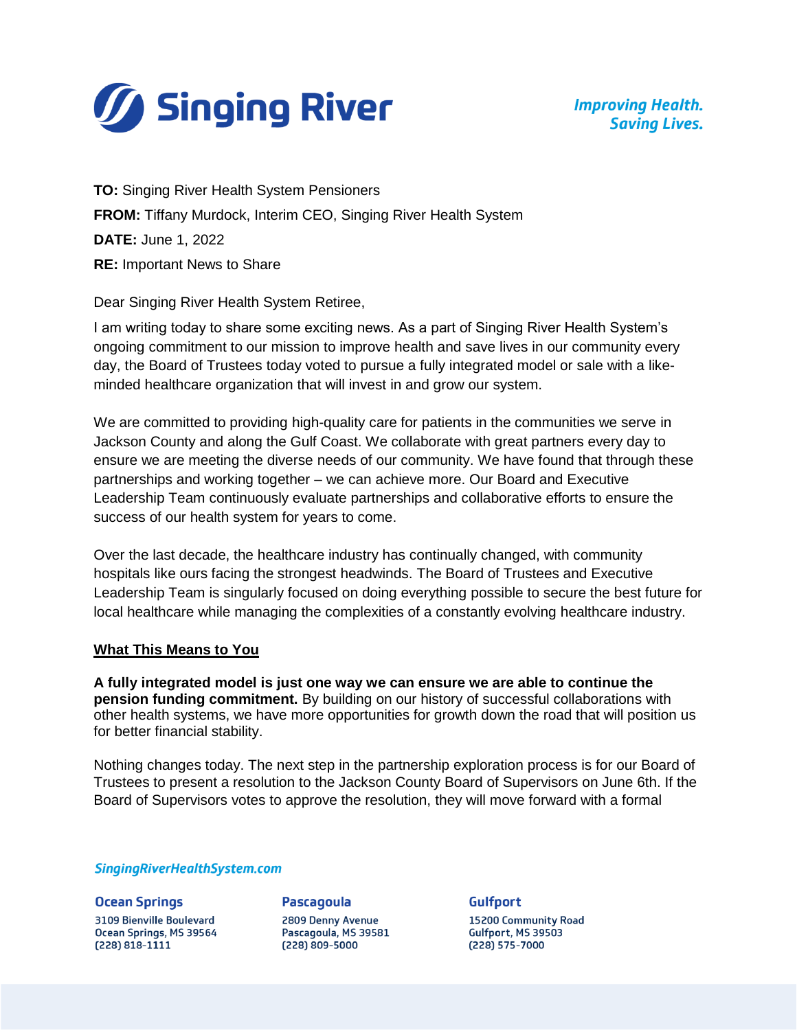**Singing River** — *Improving Health. Saving Lives.*

**TO:** Singing River Health System Pensioners

**FROM:** Tiffany Murdock, Interim CEO, Singing River Health System

**DATE:** June 1, 2022

**RE:** Important News to Share

Dear Singing River Health System Retiree,

I am writing today to share some exciting news. As a part of Singing River Health System's ongoing commitment to our mission to improve health and save lives in our community every day, the Board of Trustees today voted to pursue a fully integrated model or sale with a like-minded healthcare organization that will invest in and grow our system.

We are committed to providing high-quality care for patients in the communities we serve in Jackson County and along the Gulf Coast. We collaborate with great partners every day to ensure we are meeting the diverse needs of our community. We have found that through these partnerships and working together – we can achieve more. Our Board and Executive Leadership Team continuously evaluate partnerships and collaborative efforts to ensure the success of our health system for years to come.

Over the last decade, the healthcare industry has continually changed, with community hospitals like ours facing the strongest headwinds. The Board of Trustees and Executive Leadership Team is singularly focused on doing everything possible to secure the best future for local healthcare while managing the complexities of a constantly evolving healthcare industry.

**What This Means to You**

**A fully integrated model is just one way we can ensure we are able to continue the pension funding commitment.** By building on our history of successful collaborations with other health systems, we have more opportunities for growth down the road that will position us for better financial stability.

Nothing changes today. The next step in the partnership exploration process is for our Board of Trustees to present a resolution to the Jackson County Board of Supervisors on June 6th. If the Board of Supervisors votes to approve the resolution, they will move forward with a formal

*SingingRiverHealthSystem.com*

**Ocean Springs**
3109 Bienville Boulevard
Ocean Springs, MS 39564
(228) 818-1111

**Pascagoula**
2809 Denny Avenue
Pascagoula, MS 39581
(228) 809-5000

**Gulfport**
15200 Community Road
Gulfport, MS 39503
(228) 575-7000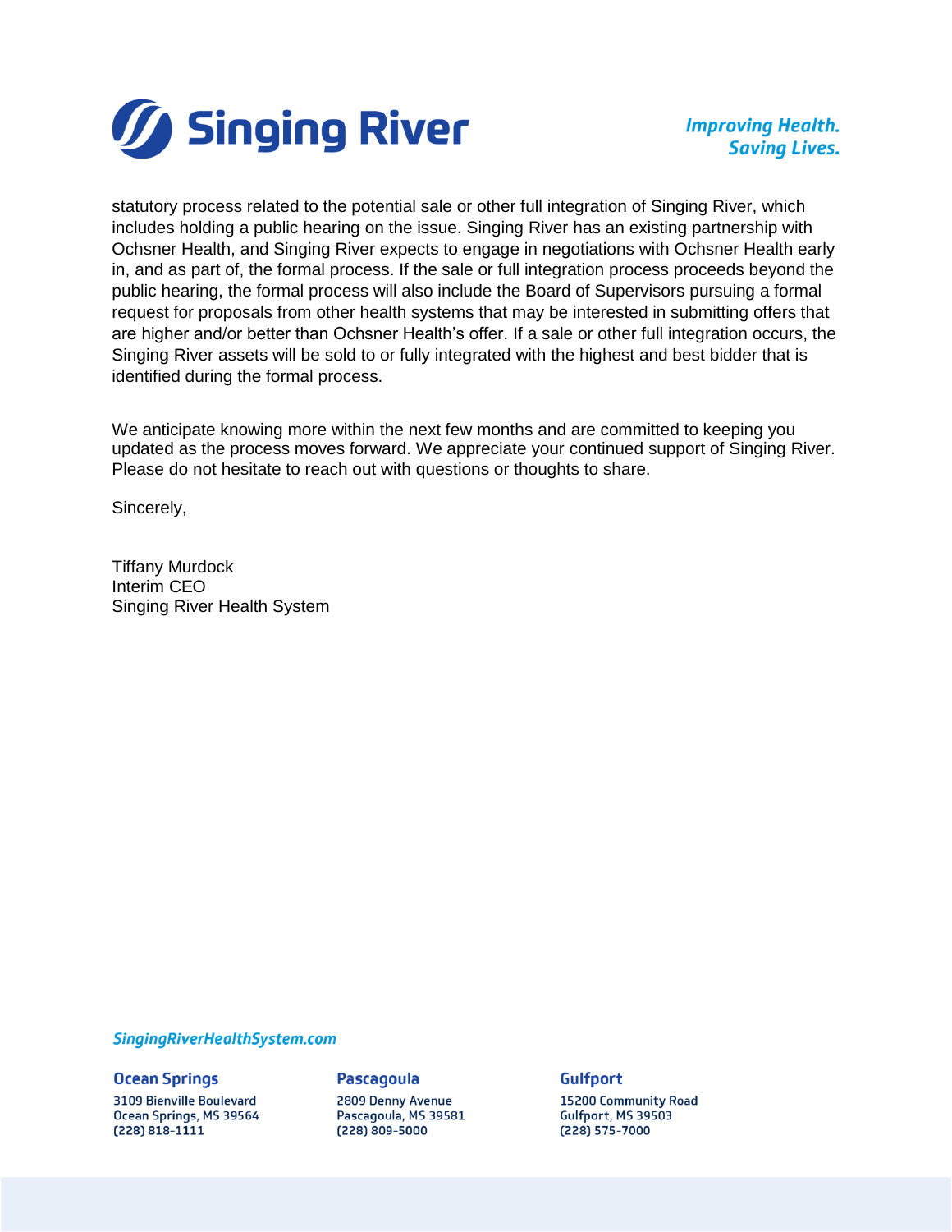statutory process related to the potential sale or other full integration of Singing River, which includes holding a public hearing on the issue. Singing River has an existing partnership with Ochsner Health, and Singing River expects to engage in negotiations with Ochsner Health early in, and as part of, the formal process. If the sale or full integration process proceeds beyond the public hearing, the formal process will also include the Board of Supervisors pursuing a formal request for proposals from other health systems that may be interested in submitting offers that are higher and/or better than Ochsner Health's offer. If a sale or other full integration occurs, the Singing River assets will be sold to or fully integrated with the highest and best bidder that is identified during the formal process.

We anticipate knowing more within the next few months and are committed to keeping you updated as the process moves forward. We appreciate your continued support of Singing River. Please do not hesitate to reach out with questions or thoughts to share.

Sincerely,

Tiffany Murdock
Interim CEO
Singing River Health System